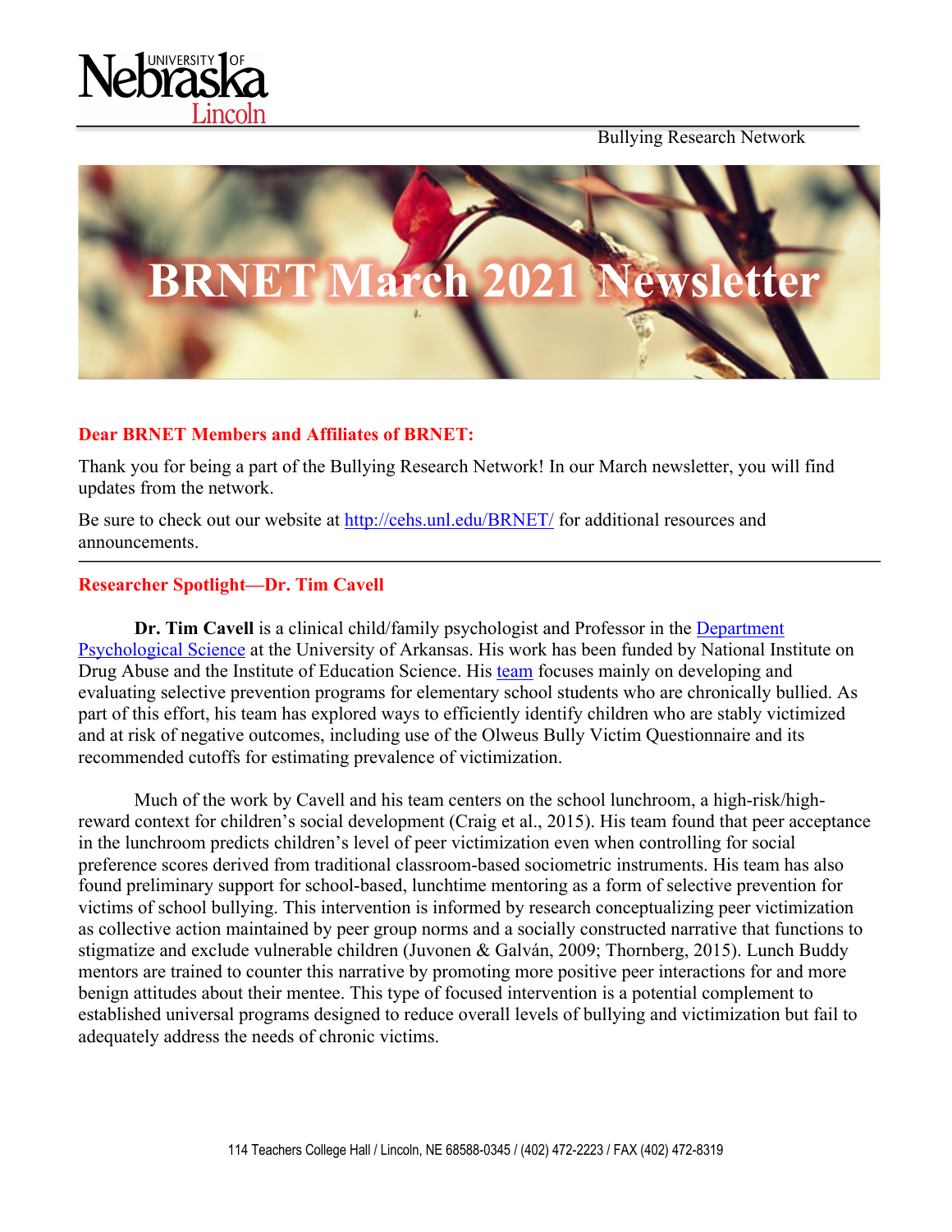Bullying Research Network

# BRNET March 2021 Newsletter

## Dear BRNET Members and Affiliates of BRNET:

Thank you for being a part of the Bullying Research Network! In our March newsletter, you will find updates from the network.

Be sure to check out our website at http://cehs.unl.edu/BRNET/ for additional resources and announcements.

---

## Researcher Spotlight—Dr. Tim Cavell

**Dr. Tim Cavell** is a clinical child/family psychologist and Professor in the Department Psychological Science at the University of Arkansas. His work has been funded by National Institute on Drug Abuse and the Institute of Education Science. His team focuses mainly on developing and evaluating selective prevention programs for elementary school students who are chronically bullied. As part of this effort, his team has explored ways to efficiently identify children who are stably victimized and at risk of negative outcomes, including use of the Olweus Bully Victim Questionnaire and its recommended cutoffs for estimating prevalence of victimization.

Much of the work by Cavell and his team centers on the school lunchroom, a high-risk/high-reward context for children's social development (Craig et al., 2015). His team found that peer acceptance in the lunchroom predicts children's level of peer victimization even when controlling for social preference scores derived from traditional classroom-based sociometric instruments. His team has also found preliminary support for school-based, lunchtime mentoring as a form of selective prevention for victims of school bullying. This intervention is informed by research conceptualizing peer victimization as collective action maintained by peer group norms and a socially constructed narrative that functions to stigmatize and exclude vulnerable children (Juvonen & Galván, 2009; Thornberg, 2015). Lunch Buddy mentors are trained to counter this narrative by promoting more positive peer interactions for and more benign attitudes about their mentee. This type of focused intervention is a potential complement to established universal programs designed to reduce overall levels of bullying and victimization but fail to adequately address the needs of chronic victims.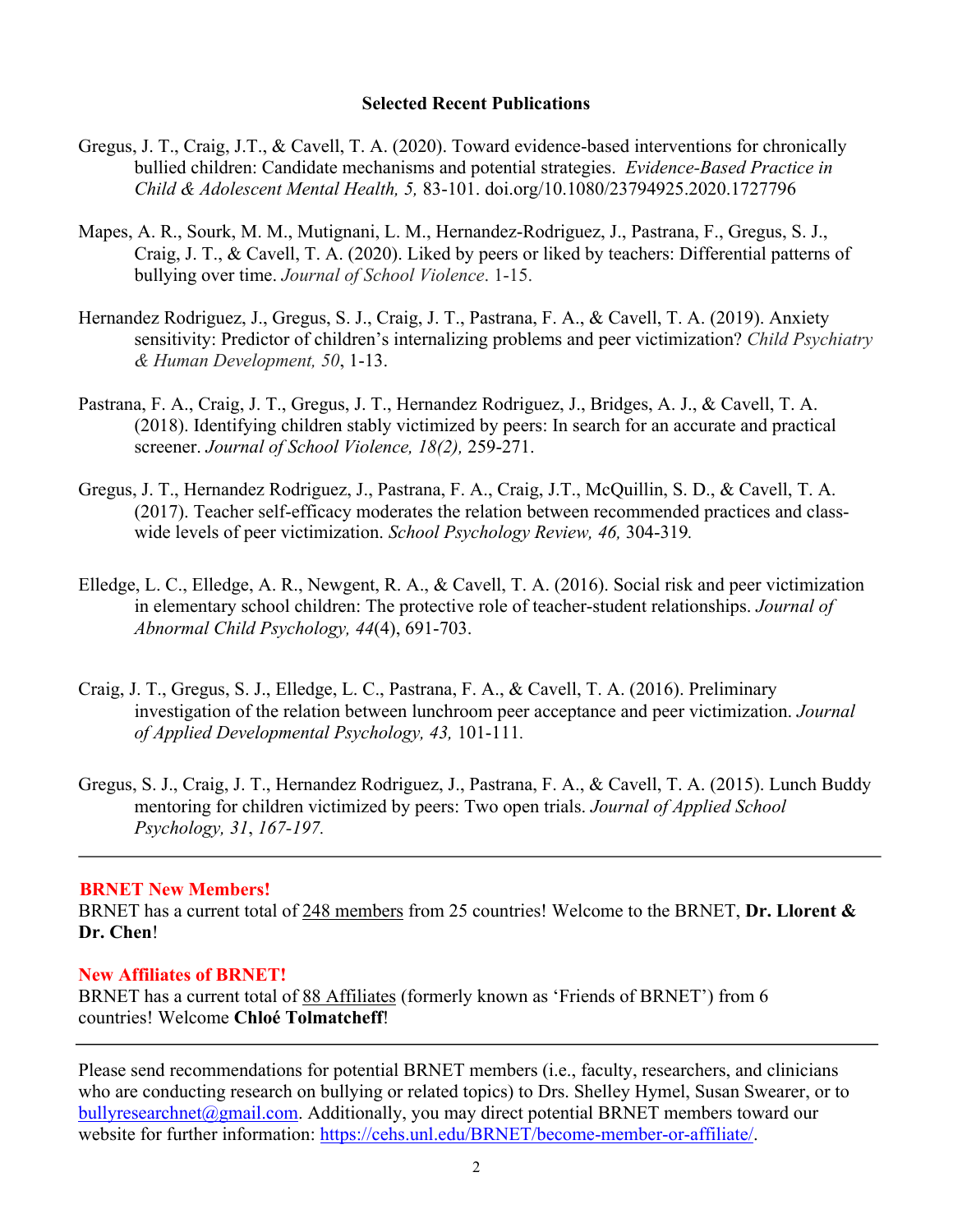## Selected Recent Publications

Gregus, J. T., Craig, J.T., & Cavell, T. A. (2020). Toward evidence-based interventions for chronically bullied children: Candidate mechanisms and potential strategies. *Evidence-Based Practice in Child & Adolescent Mental Health, 5,* 83-101. doi.org/10.1080/23794925.2020.1727796

Mapes, A. R., Sourk, M. M., Mutignani, L. M., Hernandez-Rodriguez, J., Pastrana, F., Gregus, S. J., Craig, J. T., & Cavell, T. A. (2020). Liked by peers or liked by teachers: Differential patterns of bullying over time. *Journal of School Violence*. 1-15.

Hernandez Rodriguez, J., Gregus, S. J., Craig, J. T., Pastrana, F. A., & Cavell, T. A. (2019). Anxiety sensitivity: Predictor of children's internalizing problems and peer victimization? *Child Psychiatry & Human Development, 50*, 1-13.

Pastrana, F. A., Craig, J. T., Gregus, J. T., Hernandez Rodriguez, J., Bridges, A. J., & Cavell, T. A. (2018). Identifying children stably victimized by peers: In search for an accurate and practical screener. *Journal of School Violence, 18(2),* 259-271.

Gregus, J. T., Hernandez Rodriguez, J., Pastrana, F. A., Craig, J.T., McQuillin, S. D., & Cavell, T. A. (2017). Teacher self-efficacy moderates the relation between recommended practices and class-wide levels of peer victimization. *School Psychology Review, 46,* 304-319*.*

Elledge, L. C., Elledge, A. R., Newgent, R. A., & Cavell, T. A. (2016). Social risk and peer victimization in elementary school children: The protective role of teacher-student relationships. *Journal of Abnormal Child Psychology, 44*(4), 691-703.

Craig, J. T., Gregus, S. J., Elledge, L. C., Pastrana, F. A., & Cavell, T. A. (2016). Preliminary investigation of the relation between lunchroom peer acceptance and peer victimization. *Journal of Applied Developmental Psychology, 43,* 101-111.

Gregus, S. J., Craig, J. T., Hernandez Rodriguez, J., Pastrana, F. A., & Cavell, T. A. (2015). Lunch Buddy mentoring for children victimized by peers: Two open trials. *Journal of Applied School Psychology, 31*, *167-197.*

---

**BRNET New Members!**

BRNET has a current total of 248 members from 25 countries! Welcome to the BRNET, **Dr. Llorent & Dr. Chen**!

**New Affiliates of BRNET!**

BRNET has a current total of 88 Affiliates (formerly known as 'Friends of BRNET') from 6 countries! Welcome **Chloé Tolmatcheff**!

---

Please send recommendations for potential BRNET members (i.e., faculty, researchers, and clinicians who are conducting research on bullying or related topics) to Drs. Shelley Hymel, Susan Swearer, or to bullyresearchnet@gmail.com. Additionally, you may direct potential BRNET members toward our website for further information: https://cehs.unl.edu/BRNET/become-member-or-affiliate/.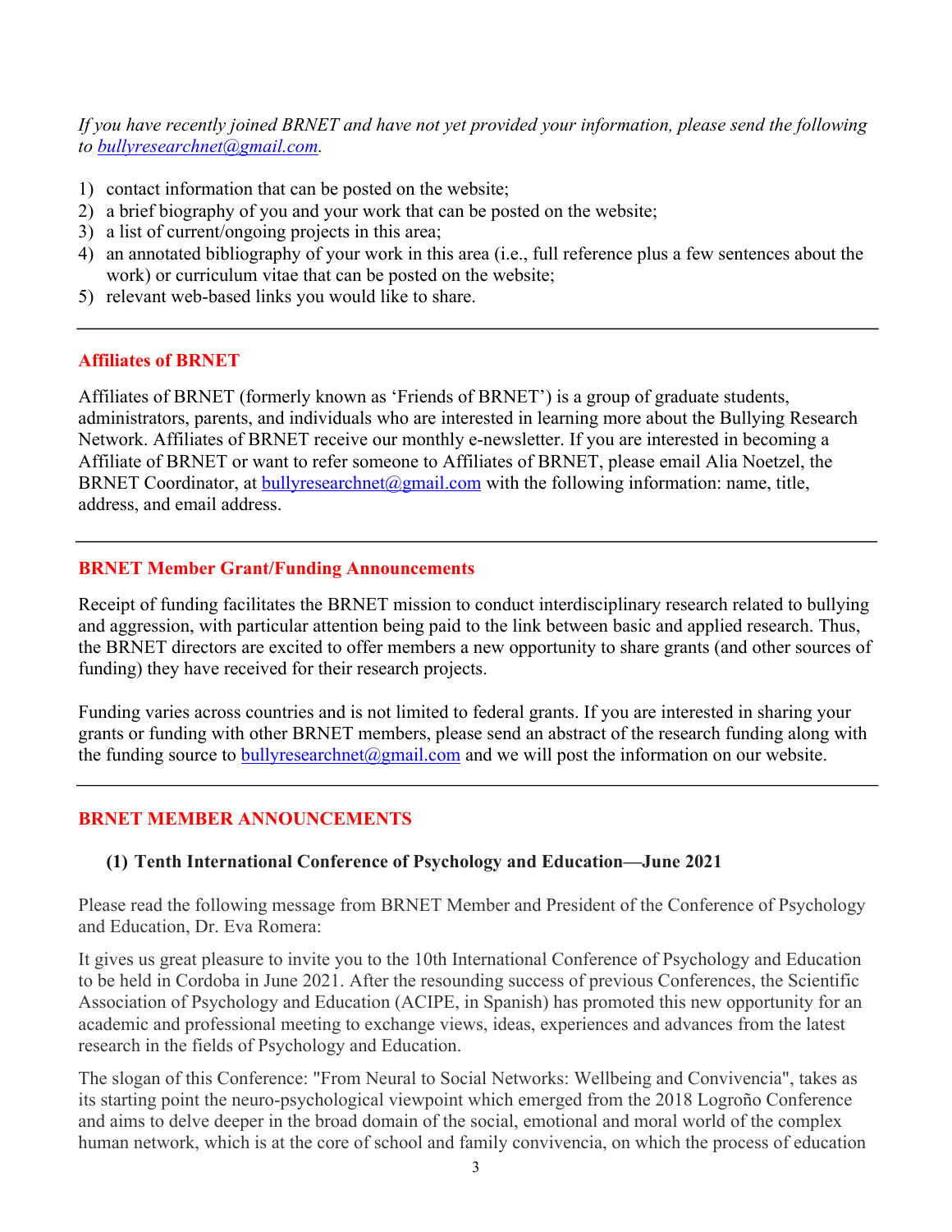*If you have recently joined BRNET and have not yet provided your information, please send the following to bullyresearchnet@gmail.com.*

1) contact information that can be posted on the website;
2) a brief biography of you and your work that can be posted on the website;
3) a list of current/ongoing projects in this area;
4) an annotated bibliography of your work in this area (i.e., full reference plus a few sentences about the work) or curriculum vitae that can be posted on the website;
5) relevant web-based links you would like to share.

---

## Affiliates of BRNET

Affiliates of BRNET (formerly known as 'Friends of BRNET') is a group of graduate students, administrators, parents, and individuals who are interested in learning more about the Bullying Research Network. Affiliates of BRNET receive our monthly e-newsletter. If you are interested in becoming a Affiliate of BRNET or want to refer someone to Affiliates of BRNET, please email Alia Noetzel, the BRNET Coordinator, at bullyresearchnet@gmail.com with the following information: name, title, address, and email address.

---

## BRNET Member Grant/Funding Announcements

Receipt of funding facilitates the BRNET mission to conduct interdisciplinary research related to bullying and aggression, with particular attention being paid to the link between basic and applied research. Thus, the BRNET directors are excited to offer members a new opportunity to share grants (and other sources of funding) they have received for their research projects.

Funding varies across countries and is not limited to federal grants. If you are interested in sharing your grants or funding with other BRNET members, please send an abstract of the research funding along with the funding source to bullyresearchnet@gmail.com and we will post the information on our website.

---

## BRNET MEMBER ANNOUNCEMENTS

### (1) Tenth International Conference of Psychology and Education—June 2021

Please read the following message from BRNET Member and President of the Conference of Psychology and Education, Dr. Eva Romera:

It gives us great pleasure to invite you to the 10th International Conference of Psychology and Education to be held in Cordoba in June 2021. After the resounding success of previous Conferences, the Scientific Association of Psychology and Education (ACIPE, in Spanish) has promoted this new opportunity for an academic and professional meeting to exchange views, ideas, experiences and advances from the latest research in the fields of Psychology and Education.

The slogan of this Conference: "From Neural to Social Networks: Wellbeing and Convivencia", takes as its starting point the neuro-psychological viewpoint which emerged from the 2018 Logroño Conference and aims to delve deeper in the broad domain of the social, emotional and moral world of the complex human network, which is at the core of school and family convivencia, on which the process of education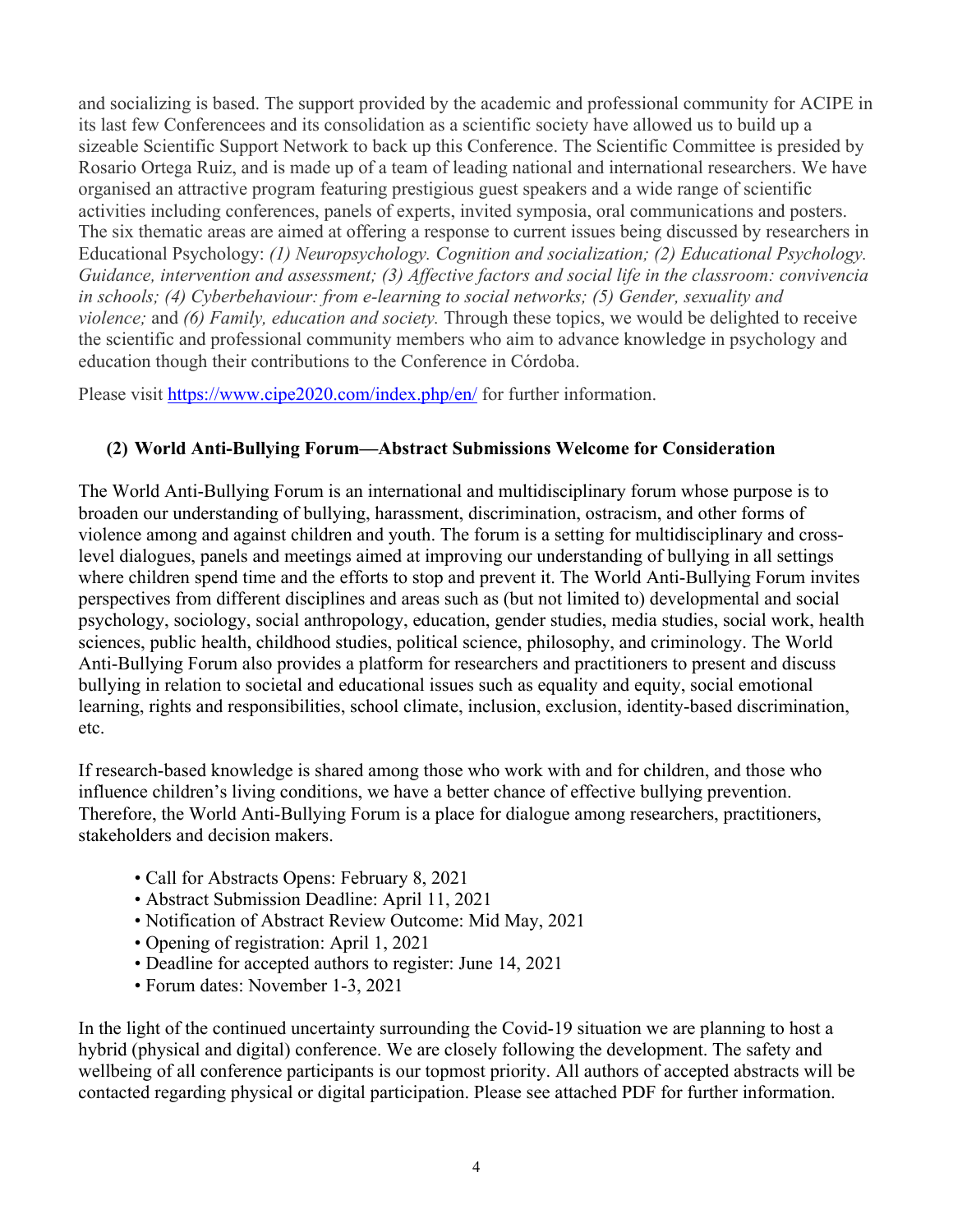and socializing is based. The support provided by the academic and professional community for ACIPE in its last few Conferencees and its consolidation as a scientific society have allowed us to build up a sizeable Scientific Support Network to back up this Conference. The Scientific Committee is presided by Rosario Ortega Ruiz, and is made up of a team of leading national and international researchers. We have organised an attractive program featuring prestigious guest speakers and a wide range of scientific activities including conferences, panels of experts, invited symposia, oral communications and posters. The six thematic areas are aimed at offering a response to current issues being discussed by researchers in Educational Psychology: *(1) Neuropsychology. Cognition and socialization; (2) Educational Psychology. Guidance, intervention and assessment; (3) Affective factors and social life in the classroom: convivencia in schools; (4) Cyberbehaviour: from e-learning to social networks; (5) Gender, sexuality and violence;* and *(6) Family, education and society.* Through these topics, we would be delighted to receive the scientific and professional community members who aim to advance knowledge in psychology and education though their contributions to the Conference in Córdoba.

Please visit https://www.cipe2020.com/index.php/en/ for further information.

**(2) World Anti-Bullying Forum—Abstract Submissions Welcome for Consideration**

The World Anti-Bullying Forum is an international and multidisciplinary forum whose purpose is to broaden our understanding of bullying, harassment, discrimination, ostracism, and other forms of violence among and against children and youth. The forum is a setting for multidisciplinary and cross-level dialogues, panels and meetings aimed at improving our understanding of bullying in all settings where children spend time and the efforts to stop and prevent it. The World Anti-Bullying Forum invites perspectives from different disciplines and areas such as (but not limited to) developmental and social psychology, sociology, social anthropology, education, gender studies, media studies, social work, health sciences, public health, childhood studies, political science, philosophy, and criminology. The World Anti-Bullying Forum also provides a platform for researchers and practitioners to present and discuss bullying in relation to societal and educational issues such as equality and equity, social emotional learning, rights and responsibilities, school climate, inclusion, exclusion, identity-based discrimination, etc.

If research-based knowledge is shared among those who work with and for children, and those who influence children's living conditions, we have a better chance of effective bullying prevention. Therefore, the World Anti-Bullying Forum is a place for dialogue among researchers, practitioners, stakeholders and decision makers.

- Call for Abstracts Opens: February 8, 2021
- Abstract Submission Deadline: April 11, 2021
- Notification of Abstract Review Outcome: Mid May, 2021
- Opening of registration: April 1, 2021
- Deadline for accepted authors to register: June 14, 2021
- Forum dates: November 1-3, 2021

In the light of the continued uncertainty surrounding the Covid-19 situation we are planning to host a hybrid (physical and digital) conference. We are closely following the development. The safety and wellbeing of all conference participants is our topmost priority. All authors of accepted abstracts will be contacted regarding physical or digital participation. Please see attached PDF for further information.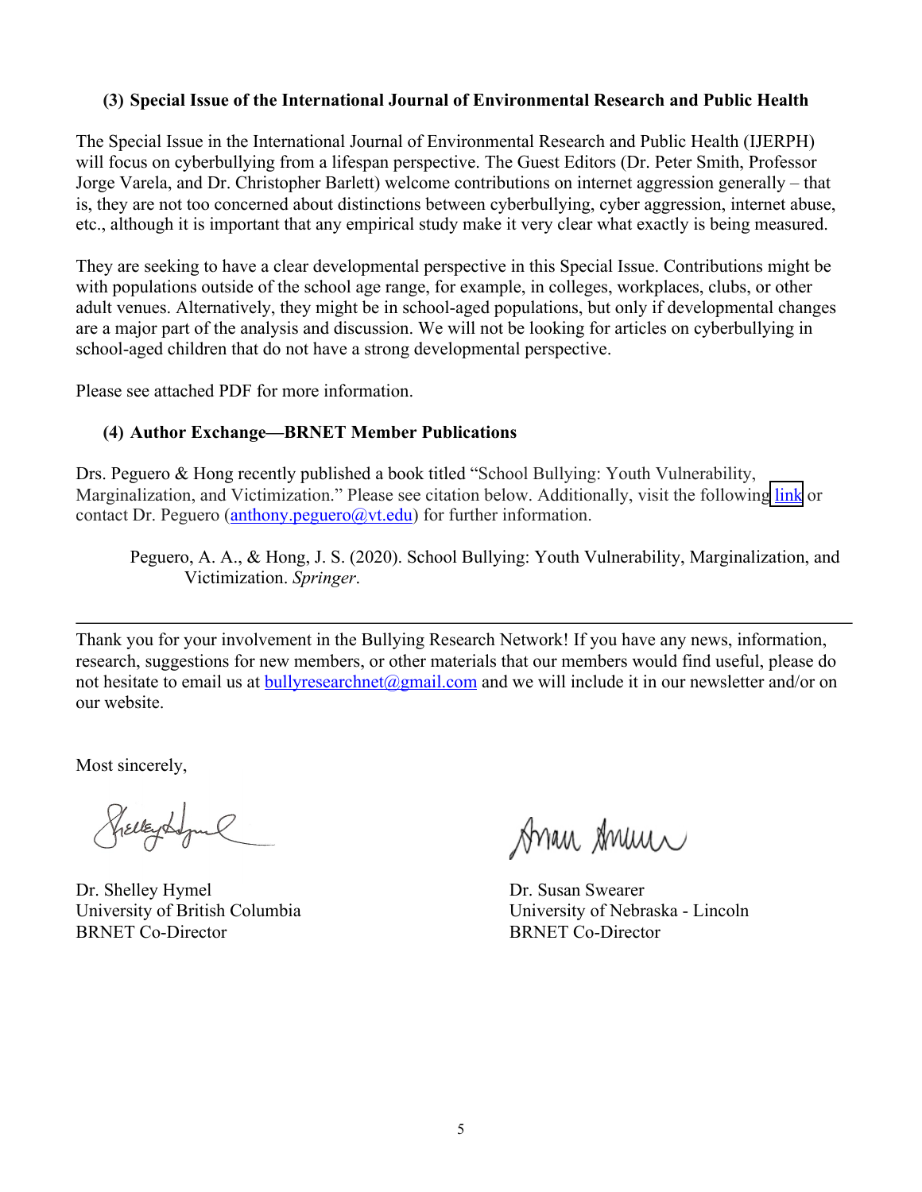**(3) Special Issue of the International Journal of Environmental Research and Public Health**

The Special Issue in the International Journal of Environmental Research and Public Health (IJERPH) will focus on cyberbullying from a lifespan perspective. The Guest Editors (Dr. Peter Smith, Professor Jorge Varela, and Dr. Christopher Barlett) welcome contributions on internet aggression generally – that is, they are not too concerned about distinctions between cyberbullying, cyber aggression, internet abuse, etc., although it is important that any empirical study make it very clear what exactly is being measured.

They are seeking to have a clear developmental perspective in this Special Issue. Contributions might be with populations outside of the school age range, for example, in colleges, workplaces, clubs, or other adult venues. Alternatively, they might be in school-aged populations, but only if developmental changes are a major part of the analysis and discussion. We will not be looking for articles on cyberbullying in school-aged children that do not have a strong developmental perspective.

Please see attached PDF for more information.

**(4) Author Exchange—BRNET Member Publications**

Drs. Peguero & Hong recently published a book titled "School Bullying: Youth Vulnerability, Marginalization, and Victimization." Please see citation below. Additionally, visit the following link or contact Dr. Peguero (anthony.peguero@vt.edu) for further information.

> Peguero, A. A., & Hong, J. S. (2020). School Bullying: Youth Vulnerability, Marginalization, and Victimization. *Springer*.

---

Thank you for your involvement in the Bullying Research Network! If you have any news, information, research, suggestions for new members, or other materials that our members would find useful, please do not hesitate to email us at bullyresearchnet@gmail.com and we will include it in our newsletter and/or on our website.

Most sincerely,

Dr. Shelley Hymel
University of British Columbia
BRNET Co-Director

Dr. Susan Swearer
University of Nebraska - Lincoln
BRNET Co-Director